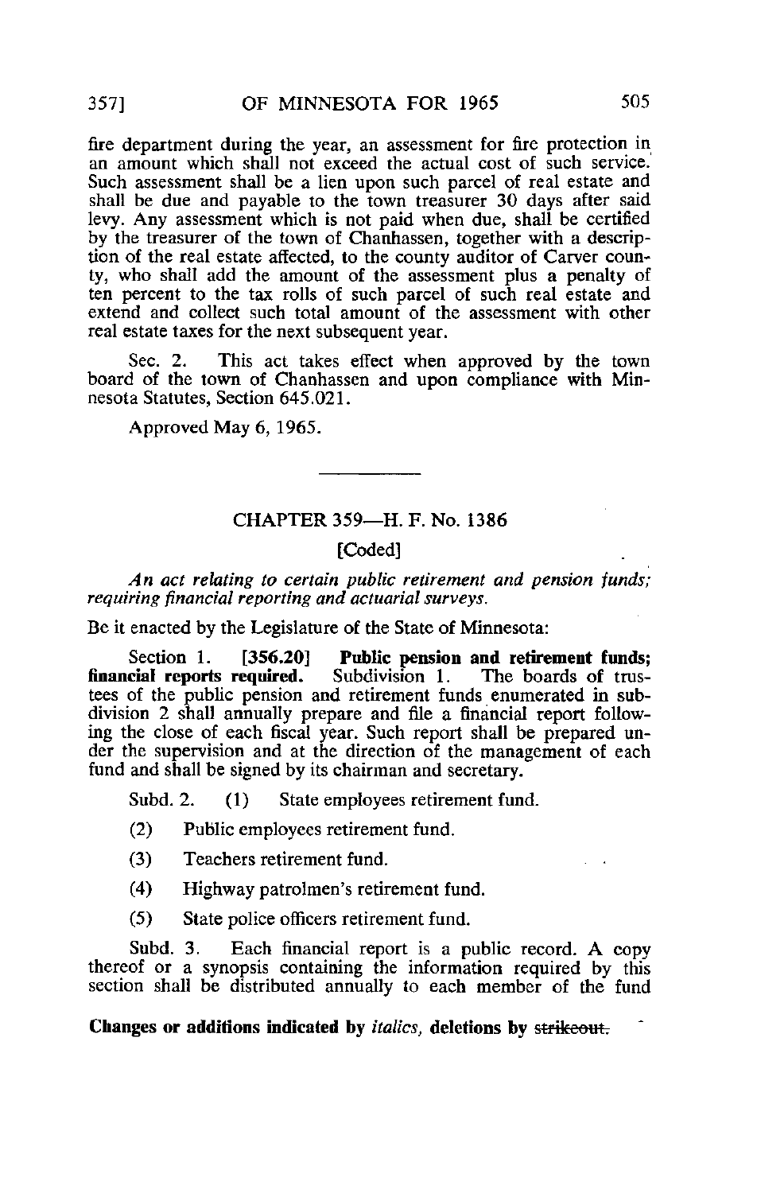fire department during the year, an assessment for fire protection in an amount which shall not exceed the actual cost of such service. Such assessment shall be a lien upon such parcel of real estate and shall be due and payable to the town treasurer 30 days after said levy. Any assessment which is not paid when due, shall be certified by the treasurer of the town of Chanhassen, together with a description of the real estate affected, to the county auditor of Carver county, who shall add the amount of the assessment plus a penalty of ten percent to the tax rolls of such parcel of such real estate and extend and collect such total amount of the assessment with other real estate taxes for the next subsequent year.

Sec. 2. This act takes effect when approved by the town board of the town of Chanhassen and upon compliance with Minnesota Statutes, Section 645.021.

Approved May 6, 1965.

---

## CHAPTER 359—H. F. No. 1386

[Coded]

*An act relating to certain public retirement and pension funds; requiring financial reporting and actuarial surveys.*

Be it enacted by the Legislature of the State of Minnesota:

Section 1. [356.20] **Public pension and retirement funds; financial reports required.** Subdivision 1. The boards of trustees of the public pension and retirement funds enumerated in subdivision 2 shall annually prepare and file a financial report following the close of each fiscal year. Such report shall be prepared under the supervision and at the direction of the management of each fund and shall be signed by its chairman and secretary.

Subd. 2. (1) State employees retirement fund.

(2) Public employees retirement fund.

(3) Teachers retirement fund.

(4) Highway patrolmen's retirement fund.

(5) State police officers retirement fund.

Subd. 3. Each financial report is a public record. A copy thereof or a synopsis containing the information required by this section shall be distributed annually to each member of the fund

**Changes or additions indicated by *italics*, deletions by ~~strikeout.~~**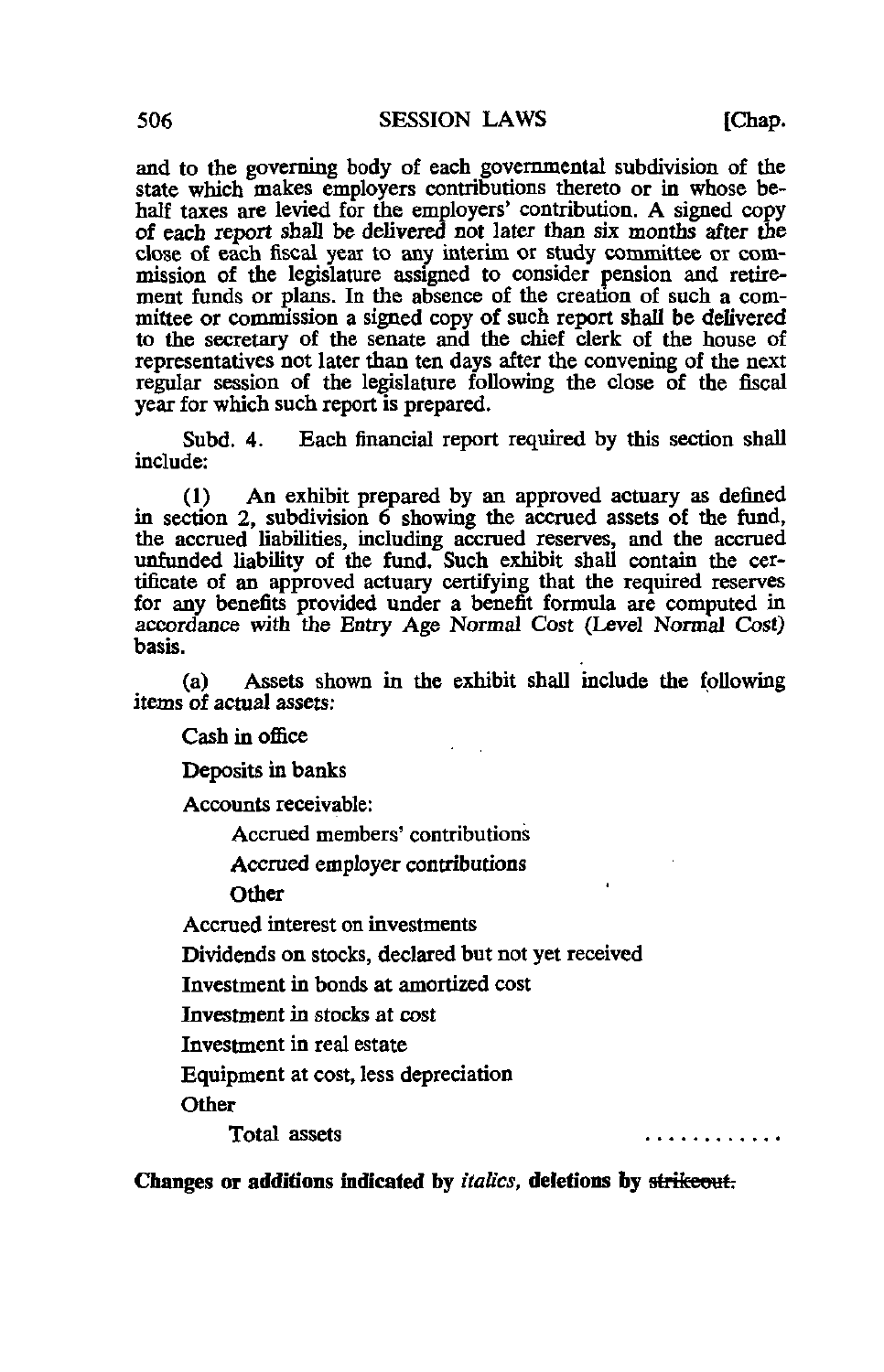and to the governing body of each governmental subdivision of the state which makes employers contributions thereto or in whose behalf taxes are levied for the employers' contribution. A signed copy of each report shall be delivered not later than six months after the close of each fiscal year to any interim or study committee or commission of the legislature assigned to consider pension and retirement funds or plans. In the absence of the creation of such a committee or commission a signed copy of such report shall be delivered to the secretary of the senate and the chief clerk of the house of representatives not later than ten days after the convening of the next regular session of the legislature following the close of the fiscal year for which such report is prepared.

Subd. 4. Each financial report required by this section shall include:

(1) An exhibit prepared by an approved actuary as defined in section 2, subdivision 6 showing the accrued assets of the fund, the accrued liabilities, including accrued reserves, and the accrued unfunded liability of the fund. Such exhibit shall contain the certificate of an approved actuary certifying that the required reserves for any benefits provided under a benefit formula are computed in accordance with the Entry Age Normal Cost (Level Normal Cost) basis.

(a) Assets shown in the exhibit shall include the following items of actual assets:

Cash in office

Deposits in banks

Accounts receivable:

- Accrued members' contributions
- Accrued employer contributions
- Other

Accrued interest on investments

Dividends on stocks, declared but not yet received

Investment in bonds at amortized cost

Investment in stocks at cost

Investment in real estate

Equipment at cost, less depreciation

Other

Total assets . . . . . . . . . . . .

**Changes or additions indicated by *italics*, deletions by ~~strikeout.~~**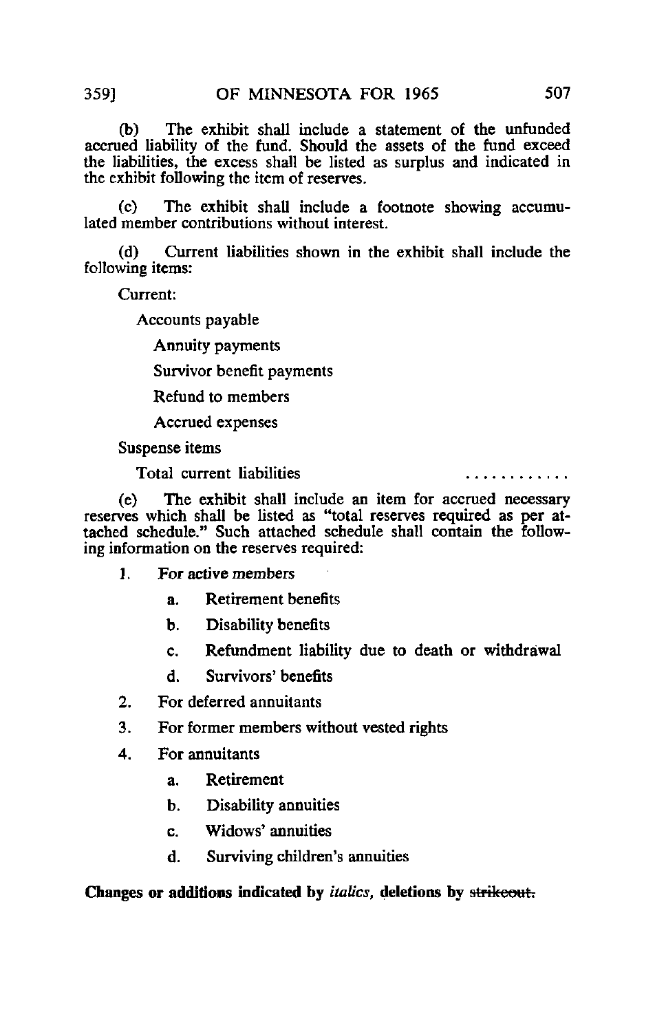(b) The exhibit shall include a statement of the unfunded accrued liability of the fund. Should the assets of the fund exceed the liabilities, the excess shall be listed as surplus and indicated in the exhibit following the item of reserves.

(c) The exhibit shall include a footnote showing accumulated member contributions without interest.

(d) Current liabilities shown in the exhibit shall include the following items:

Current:

Accounts payable

Annuity payments

Survivor benefit payments

Refund to members

Accrued expenses

Suspense items

Total current liabilities ............

(e) The exhibit shall include an item for accrued necessary reserves which shall be listed as "total reserves required as per attached schedule." Such attached schedule shall contain the following information on the reserves required:

1. For active members
   - a. Retirement benefits
   - b. Disability benefits
   - c. Refundment liability due to death or withdrawal
   - d. Survivors' benefits
2. For deferred annuitants
3. For former members without vested rights
4. For annuitants
   - a. Retirement
   - b. Disability annuities
   - c. Widows' annuities
   - d. Surviving children's annuities

**Changes or additions indicated by *italics*, deletions by ~~strikeout.~~**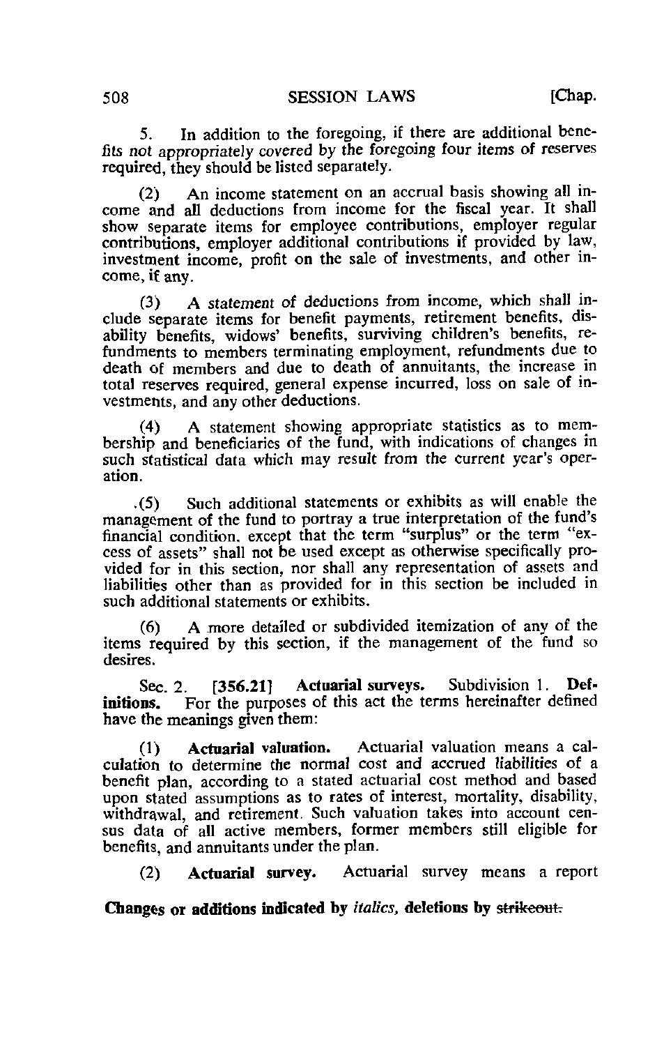5. In addition to the foregoing, if there are additional benefits *not appropriately* covered by the foregoing four items of reserves required, they should be listed separately.

(2) An income statement on an accrual basis showing all income and all deductions from income for the fiscal year. It shall show separate items for employee contributions, employer regular contributions, employer additional contributions if provided by law, investment income, profit on the sale of investments, and other income, if any.

(3) A *statement* of deductions from income, which shall include separate items for benefit payments, retirement benefits, disability benefits, widows' benefits, surviving children's benefits, refundments to members terminating employment, refundments due to death of members and due to death of annuitants, the increase in total reserves required, general expense incurred, loss on sale of investments, and any other deductions.

(4) A statement showing appropriate statistics as to membership and beneficiaries of the fund, with indications of changes in such statistical data which may result from the current year's operation.

(5) Such additional statements or exhibits as will enable the management of the fund to portray a true interpretation of the fund's financial condition, except that the term "surplus" or the term "excess of assets" shall not be used except as otherwise specifically provided for in this section, nor shall any representation of assets and liabilities other than as provided for in this section be included in such additional statements or exhibits.

(6) A more detailed or subdivided itemization of any of the items required by this section, if the management of the fund so desires.

Sec. 2. [356.21] **Actuarial surveys.** Subdivision 1. **Definitions.** For the purposes of this act the terms hereinafter defined have the meanings given them:

(1) **Actuarial valuation.** Actuarial valuation means a calculation to determine the normal cost and accrued *liabilities* of a benefit plan, according to a stated actuarial cost method and based upon stated assumptions as to rates of interest, mortality, disability, withdrawal, and retirement. Such valuation takes into account census data of all active members, former members still eligible for benefits, and annuitants under the plan.

(2) **Actuarial survey.** Actuarial survey means a report

**Changes or additions indicated by *italics*, deletions by ~~strikeout.~~**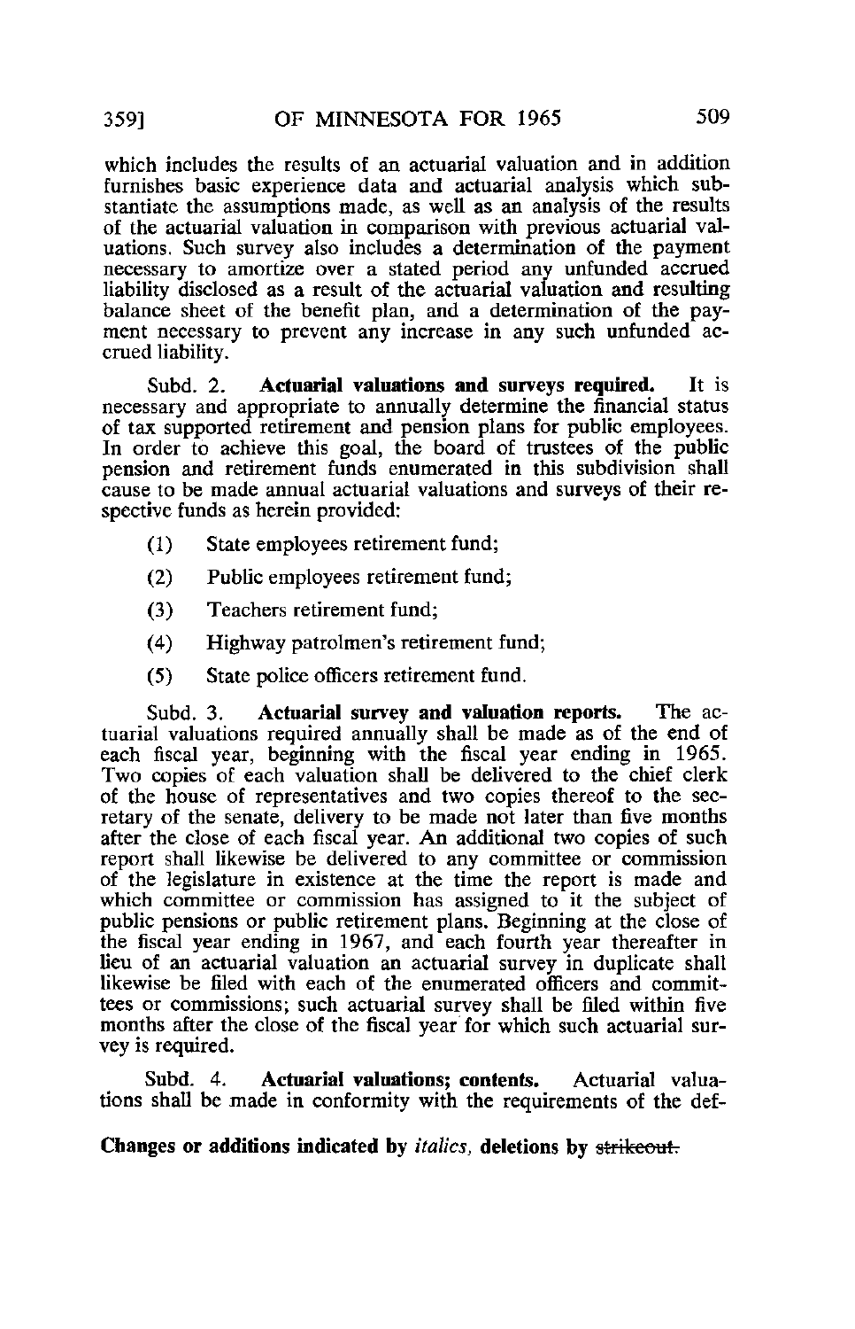which includes the results of an actuarial valuation and in addition furnishes basic experience data and actuarial analysis which substantiate the assumptions made, as well as an analysis of the results of the actuarial valuation in comparison with previous actuarial valuations. Such survey also includes a determination of the payment necessary to amortize over a stated period any unfunded accrued liability disclosed as a result of the actuarial valuation and resulting balance sheet of the benefit plan, and a determination of the payment necessary to prevent any increase in any such unfunded accrued liability.

Subd. 2. **Actuarial valuations and surveys required.** It is necessary and appropriate to annually determine the financial status of tax supported retirement and pension plans for public employees. In order to achieve this goal, the board of trustees of the public pension and retirement funds enumerated in this subdivision shall cause to be made annual actuarial valuations and surveys of their respective funds as herein provided:

(1) State employees retirement fund;

(2) Public employees retirement fund;

(3) Teachers retirement fund;

(4) Highway patrolmen's retirement fund;

(5) State police officers retirement fund.

Subd. 3. **Actuarial survey and valuation reports.** The actuarial valuations required annually shall be made as of the end of each fiscal year, beginning with the fiscal year ending in 1965. Two copies of each valuation shall be delivered to the chief clerk of the house of representatives and two copies thereof to the secretary of the senate, delivery to be made not later than five months after the close of each fiscal year. An additional two copies of such report shall likewise be delivered to any committee or commission of the legislature in existence at the time the report is made and which committee or commission has assigned to it the subject of public pensions or public retirement plans. Beginning at the close of the fiscal year ending in 1967, and each fourth year thereafter in lieu of an actuarial valuation an actuarial survey in duplicate shall likewise be filed with each of the enumerated officers and committees or commissions; such actuarial survey shall be filed within five months after the close of the fiscal year for which such actuarial survey is required.

Subd. 4. **Actuarial valuations; contents.** Actuarial valuations shall be made in conformity with the requirements of the def-

**Changes or additions indicated by** *italics*, **deletions by** ~~strikeout.~~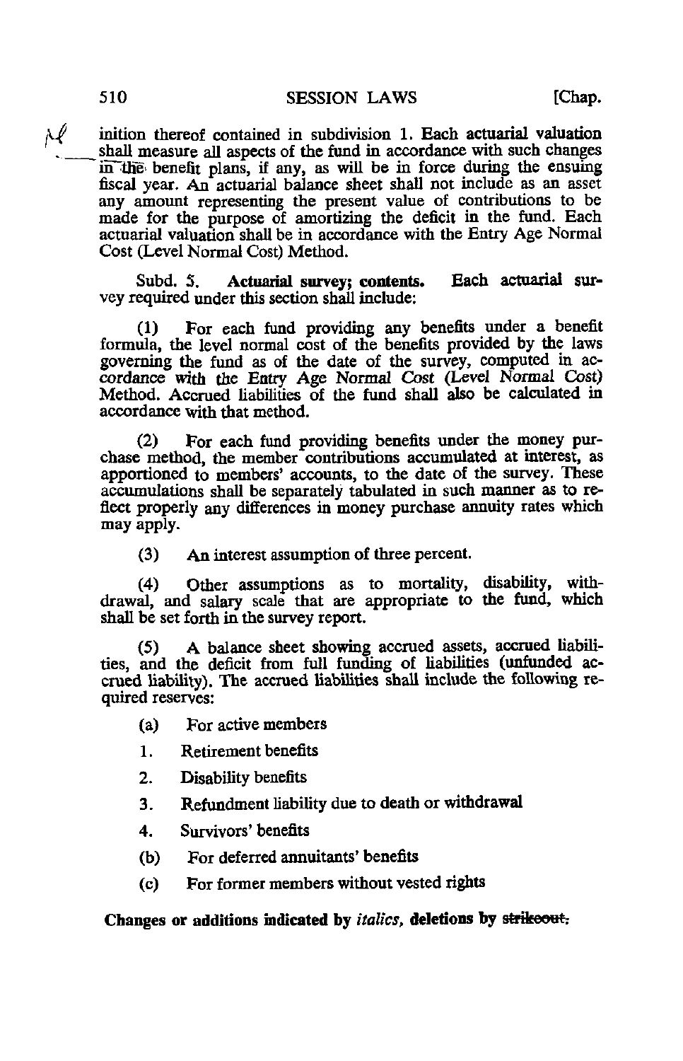inition thereof contained in subdivision 1. Each actuarial valuation shall measure all aspects of the fund in accordance with such changes in the benefit plans, if any, as will be in force during the ensuing fiscal year. An actuarial balance sheet shall not include as an asset any amount representing the present value of contributions to be made for the purpose of amortizing the deficit in the fund. Each actuarial valuation shall be in accordance with the Entry Age Normal Cost (Level Normal Cost) Method.

Subd. 5. **Actuarial survey; contents.** Each actuarial survey required under this section shall include:

(1) For each fund providing any benefits under a benefit formula, the level normal cost of the benefits provided by the laws governing the fund as of the date of the survey, computed in accordance with the Entry Age Normal Cost (Level Normal Cost) Method. Accrued liabilities of the fund shall also be calculated in accordance with that method.

(2) For each fund providing benefits under the money purchase method, the member contributions accumulated at interest, as apportioned to members' accounts, to the date of the survey. These accumulations shall be separately tabulated in such manner as to reflect properly any differences in money purchase annuity rates which may apply.

(3) An interest assumption of three percent.

(4) Other assumptions as to mortality, disability, withdrawal, and salary scale that are appropriate to the fund, which shall be set forth in the survey report.

(5) A balance sheet showing accrued assets, accrued liabilities, and the deficit from full funding of liabilities (unfunded accrued liability). The accrued liabilities shall include the following required reserves:

(a) For active members

1. Retirement benefits

2. Disability benefits

3. Refundment liability due to death or withdrawal

4. Survivors' benefits

(b) For deferred annuitants' benefits

(c) For former members without vested rights

**Changes or additions indicated by *italics*, deletions by ~~strikeout~~.**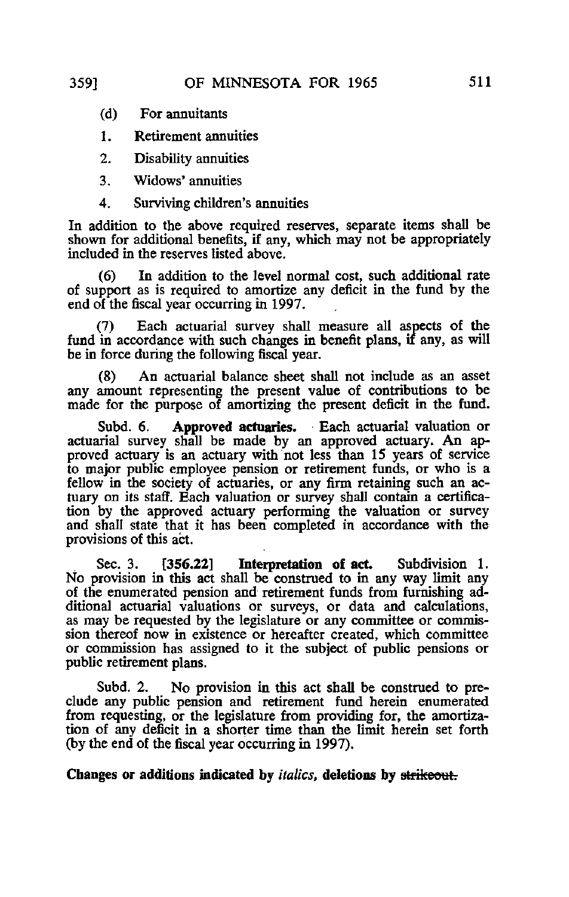(d) For annuitants

1. Retirement annuities
2. Disability annuities
3. Widows' annuities
4. Surviving children's annuities

In addition to the above required reserves, separate items shall be shown for additional benefits, if any, which may not be appropriately included in the reserves listed above.

(6) In addition to the level normal cost, such additional rate of support as is required to amortize any deficit in the fund by the end of the fiscal year occurring in 1997.

(7) Each actuarial survey shall measure all aspects of the fund in accordance with such changes in benefit plans, if any, as will be in force during the following fiscal year.

(8) An actuarial balance sheet shall not include as an asset any amount representing the present value of contributions to be made for the purpose of amortizing the present deficit in the fund.

Subd. 6. **Approved actuaries.** Each actuarial valuation or actuarial survey shall be made by an approved actuary. An approved actuary is an actuary with not less than 15 years of service to major public employee pension or retirement funds, or who is a fellow in the society of actuaries, or any firm retaining such an actuary on its staff. Each valuation or survey shall contain a certification by the approved actuary performing the valuation or survey and shall state that it has been completed in accordance with the provisions of this act.

Sec. 3. **[356.22] Interpretation of act.** Subdivision 1. No provision in this act shall be construed to in any way limit any of the enumerated pension and retirement funds from furnishing additional actuarial valuations or surveys, or data and calculations, as may be requested by the legislature or any committee or commission thereof now in existence or hereafter created, which committee or commission has assigned to it the subject of public pensions or public retirement plans.

Subd. 2. No provision in this act shall be construed to preclude any public pension and retirement fund herein enumerated from requesting, or the legislature from providing for, the amortization of any deficit in a shorter time than the limit herein set forth (by the end of the fiscal year occurring in 1997).

**Changes or additions indicated by *italics*, deletions by ~~strikeout.~~**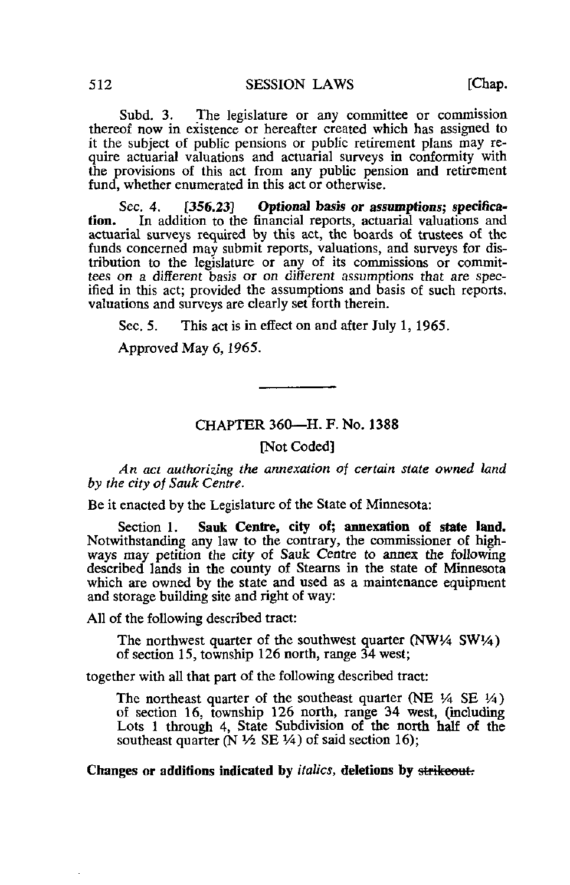Subd. 3. The legislature or any committee or commission thereof now in existence or hereafter created which has assigned to it the subject of public pensions or public retirement plans may require actuarial valuations and actuarial surveys in conformity with the provisions of this act from any public pension and retirement fund, whether enumerated in this act or otherwise.

Sec. 4. *[356.23]* **Optional basis or assumptions; specification.** In addition to the financial reports, actuarial valuations and actuarial surveys required by this act, the boards of trustees of the funds concerned may submit reports, valuations, and surveys for distribution to the legislature or any of its commissions or committees on a different basis or on different assumptions that are specified in this act; provided the assumptions and basis of such reports, valuations and surveys are clearly set forth therein.

Sec. 5. This act is in effect on and after July 1, 1965.

Approved May 6, 1965.

---

## CHAPTER 360—H. F. No. 1388

[Not Coded]

*An act authorizing the annexation of certain state owned land by the city of Sauk Centre.*

Be it enacted by the Legislature of the State of Minnesota:

Section 1. **Sauk Centre, city of; annexation of state land.** Notwithstanding any law to the contrary, the commissioner of highways may petition the city of Sauk Centre to annex the following described lands in the county of Stearns in the state of Minnesota which are owned by the state and used as a maintenance equipment and storage building site and right of way:

All of the following described tract:

> The northwest quarter of the southwest quarter (NW¼ SW¼) of section 15, township 126 north, range 34 west;

together with all that part of the following described tract:

> The northeast quarter of the southeast quarter (NE ¼ SE ¼) of section 16, township 126 north, range 34 west, (including Lots 1 through 4, State Subdivision of the north half of the southeast quarter (N ½ SE ¼) of said section 16);

**Changes or additions indicated by** *italics*, **deletions by** ~~strikeout.~~